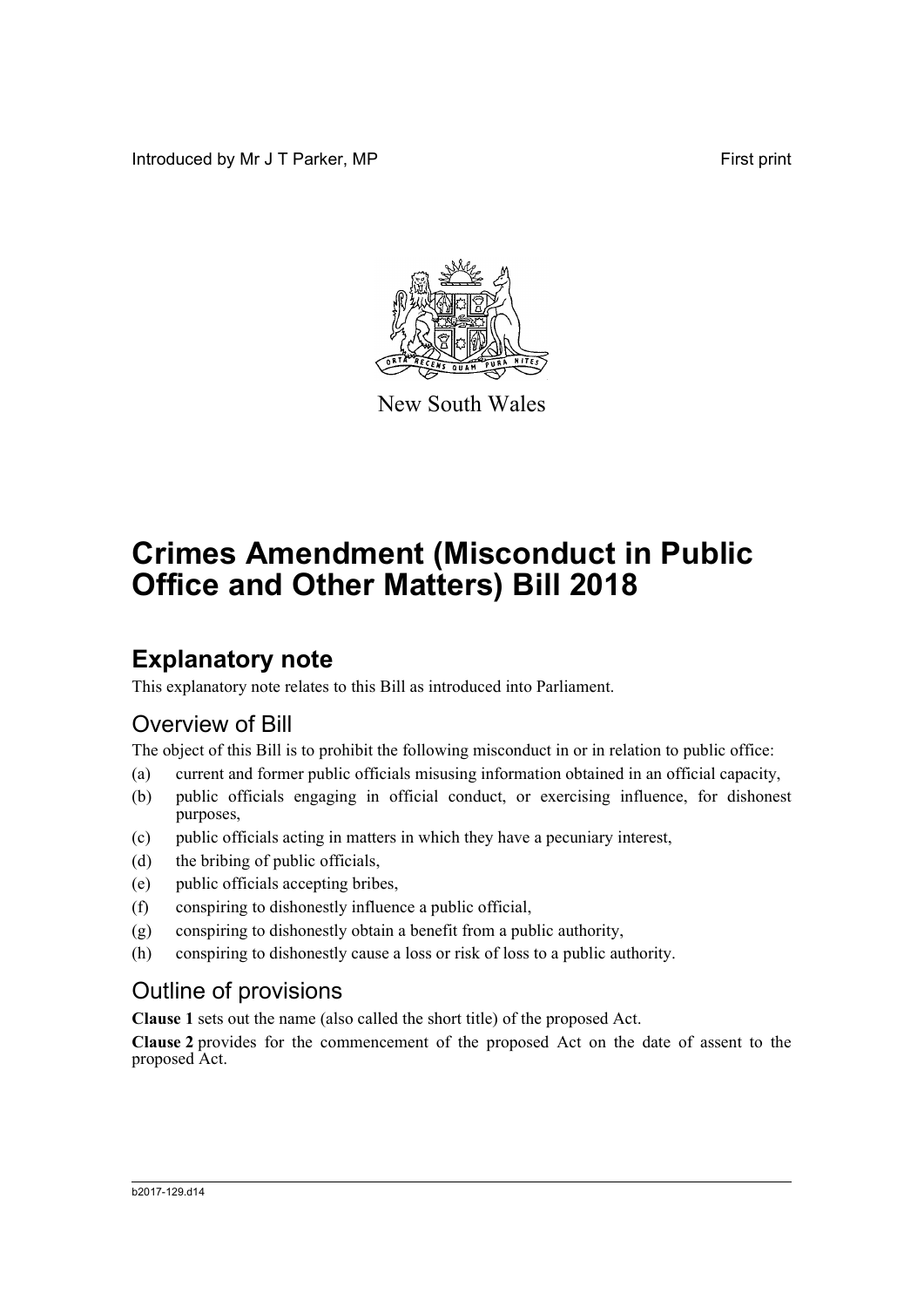Introduced by Mr J T Parker, MP

First print

New South Wales

# Crimes Amendment (Misconduct in Public Office and Other Matters) Bill 2018

## Explanatory note

This explanatory note relates to this Bill as introduced into Parliament.

### Overview of Bill

The object of this Bill is to prohibit the following misconduct in or in relation to public office:

(a) current and former public officials misusing information obtained in an official capacity,

(b) public officials engaging in official conduct, or exercising influence, for dishonest purposes,

(c) public officials acting in matters in which they have a pecuniary interest,

(d) the bribing of public officials,

(e) public officials accepting bribes,

(f) conspiring to dishonestly influence a public official,

(g) conspiring to dishonestly obtain a benefit from a public authority,

(h) conspiring to dishonestly cause a loss or risk of loss to a public authority.

### Outline of provisions

**Clause 1** sets out the name (also called the short title) of the proposed Act.

**Clause 2** provides for the commencement of the proposed Act on the date of assent to the proposed Act.

b2017-129.d14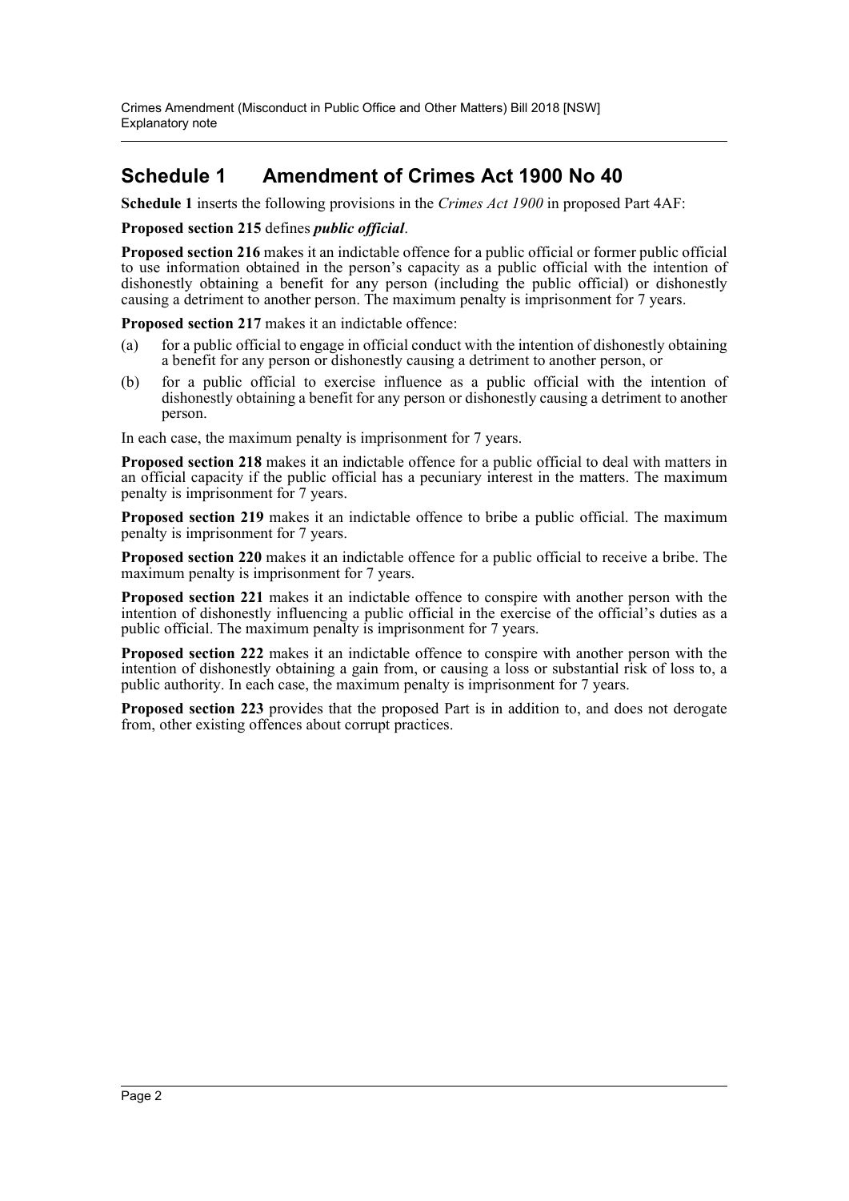## Schedule 1 Amendment of Crimes Act 1900 No 40

**Schedule 1** inserts the following provisions in the *Crimes Act 1900* in proposed Part 4AF:

**Proposed section 215** defines ***public official***.

**Proposed section 216** makes it an indictable offence for a public official or former public official to use information obtained in the person's capacity as a public official with the intention of dishonestly obtaining a benefit for any person (including the public official) or dishonestly causing a detriment to another person. The maximum penalty is imprisonment for 7 years.

**Proposed section 217** makes it an indictable offence:

(a) for a public official to engage in official conduct with the intention of dishonestly obtaining a benefit for any person or dishonestly causing a detriment to another person, or

(b) for a public official to exercise influence as a public official with the intention of dishonestly obtaining a benefit for any person or dishonestly causing a detriment to another person.

In each case, the maximum penalty is imprisonment for 7 years.

**Proposed section 218** makes it an indictable offence for a public official to deal with matters in an official capacity if the public official has a pecuniary interest in the matters. The maximum penalty is imprisonment for 7 years.

**Proposed section 219** makes it an indictable offence to bribe a public official. The maximum penalty is imprisonment for 7 years.

**Proposed section 220** makes it an indictable offence for a public official to receive a bribe. The maximum penalty is imprisonment for 7 years.

**Proposed section 221** makes it an indictable offence to conspire with another person with the intention of dishonestly influencing a public official in the exercise of the official's duties as a public official. The maximum penalty is imprisonment for 7 years.

**Proposed section 222** makes it an indictable offence to conspire with another person with the intention of dishonestly obtaining a gain from, or causing a loss or substantial risk of loss to, a public authority. In each case, the maximum penalty is imprisonment for 7 years.

**Proposed section 223** provides that the proposed Part is in addition to, and does not derogate from, other existing offences about corrupt practices.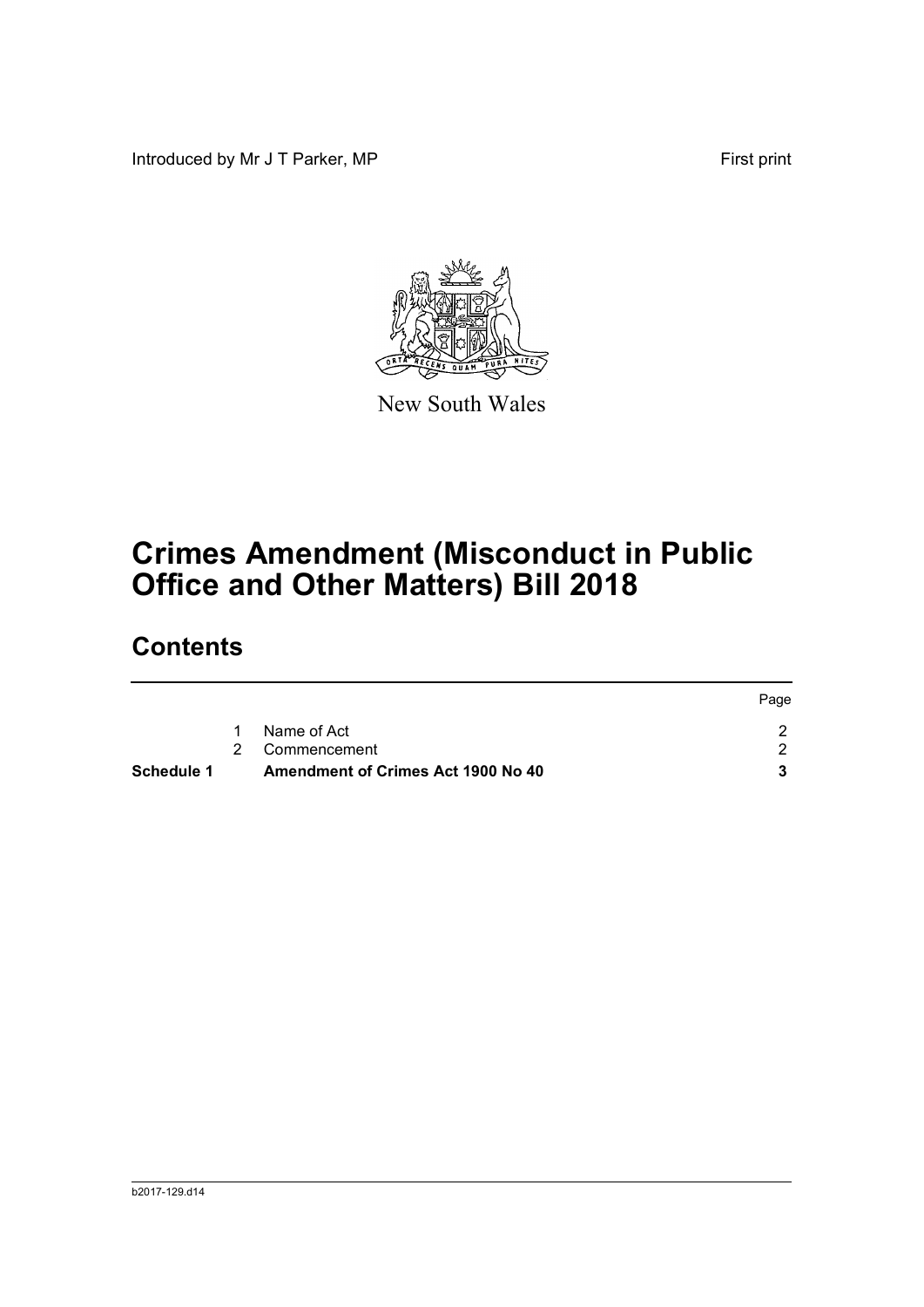Introduced by Mr J T Parker, MP

First print

New South Wales

# Crimes Amendment (Misconduct in Public Office and Other Matters) Bill 2018

## Contents

| | | | Page |
|---|---|---|---|
| | 1 | Name of Act | 2 |
| | 2 | Commencement | 2 |
| **Schedule 1** | | **Amendment of Crimes Act 1900 No 40** | **3** |

b2017-129.d14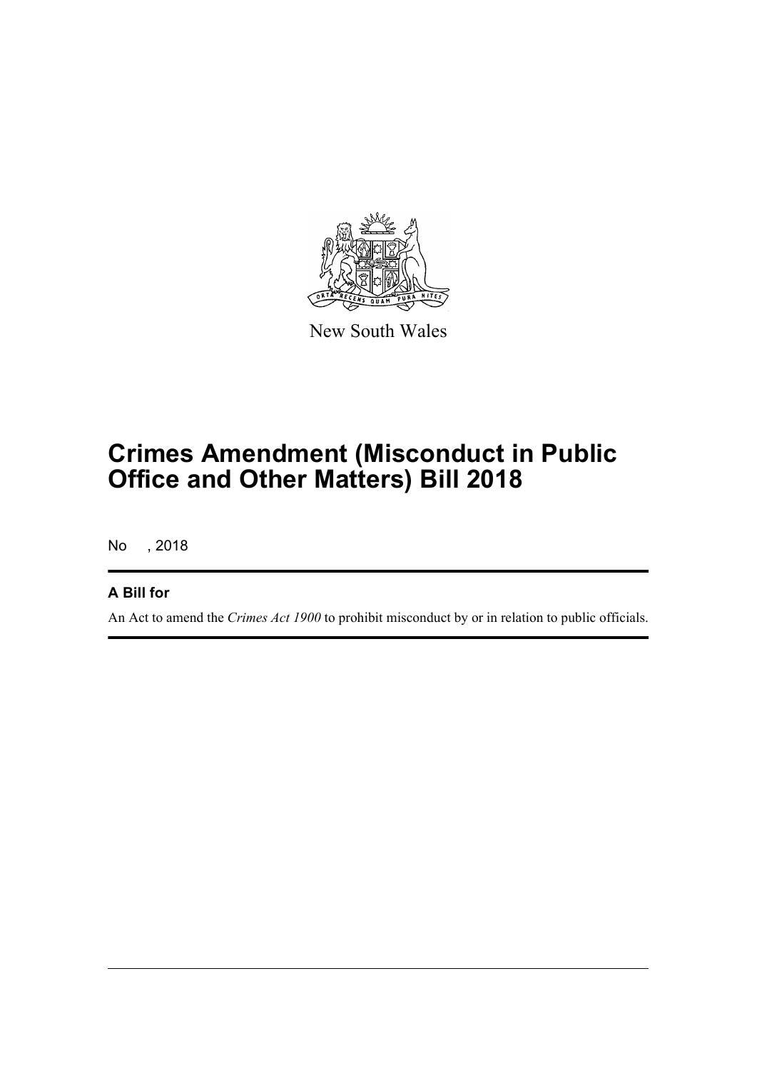New South Wales

# Crimes Amendment (Misconduct in Public Office and Other Matters) Bill 2018

No , 2018

## A Bill for

An Act to amend the *Crimes Act 1900* to prohibit misconduct by or in relation to public officials.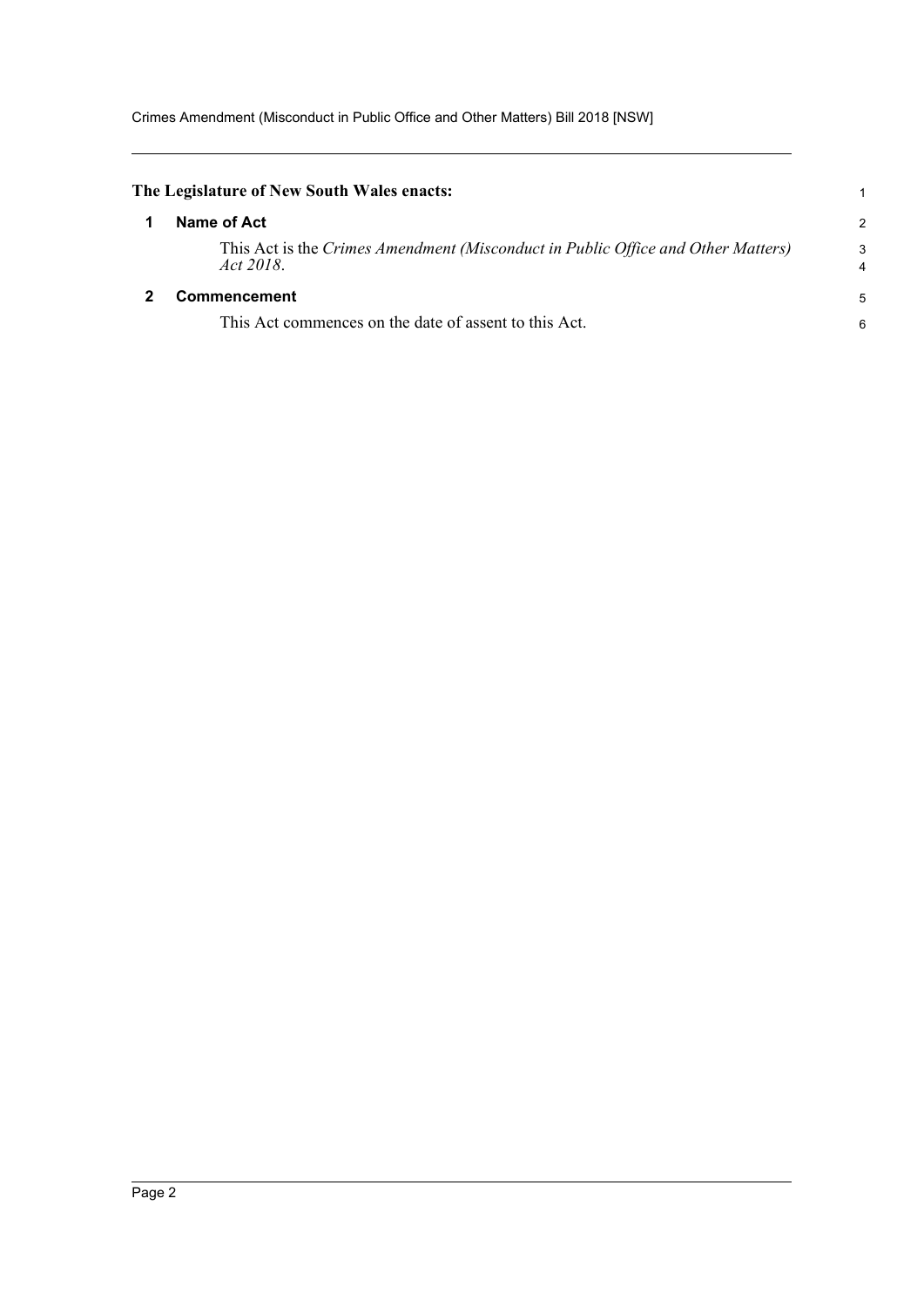**The Legislature of New South Wales enacts:**

## 1 Name of Act

This Act is the *Crimes Amendment (Misconduct in Public Office and Other Matters) Act 2018*.

## 2 Commencement

This Act commences on the date of assent to this Act.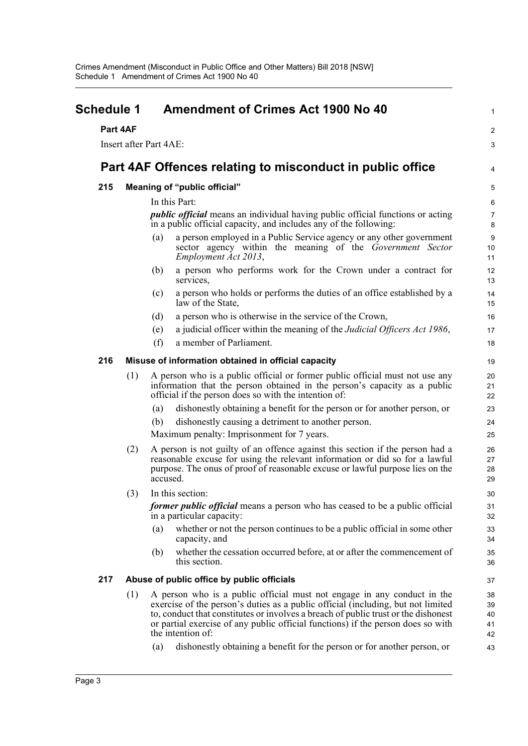# Schedule 1 Amendment of Crimes Act 1900 No 40

## Part 4AF

Insert after Part 4AE:

## Part 4AF Offences relating to misconduct in public office

### 215 Meaning of "public official"

In this Part:

***public official*** means an individual having public official functions or acting in a public official capacity, and includes any of the following:

(a) a person employed in a Public Service agency or any other government sector agency within the meaning of the *Government Sector Employment Act 2013*,

(b) a person who performs work for the Crown under a contract for services,

(c) a person who holds or performs the duties of an office established by a law of the State,

(d) a person who is otherwise in the service of the Crown,

(e) a judicial officer within the meaning of the *Judicial Officers Act 1986*,

(f) a member of Parliament.

### 216 Misuse of information obtained in official capacity

(1) A person who is a public official or former public official must not use any information that the person obtained in the person's capacity as a public official if the person does so with the intention of:

(a) dishonestly obtaining a benefit for the person or for another person, or

(b) dishonestly causing a detriment to another person.

Maximum penalty: Imprisonment for 7 years.

(2) A person is not guilty of an offence against this section if the person had a reasonable excuse for using the relevant information or did so for a lawful purpose. The onus of proof of reasonable excuse or lawful purpose lies on the accused.

(3) In this section:

***former public official*** means a person who has ceased to be a public official in a particular capacity:

(a) whether or not the person continues to be a public official in some other capacity, and

(b) whether the cessation occurred before, at or after the commencement of this section.

### 217 Abuse of public office by public officials

(1) A person who is a public official must not engage in any conduct in the exercise of the person's duties as a public official (including, but not limited to, conduct that constitutes or involves a breach of public trust or the dishonest or partial exercise of any public official functions) if the person does so with the intention of:

(a) dishonestly obtaining a benefit for the person or for another person, or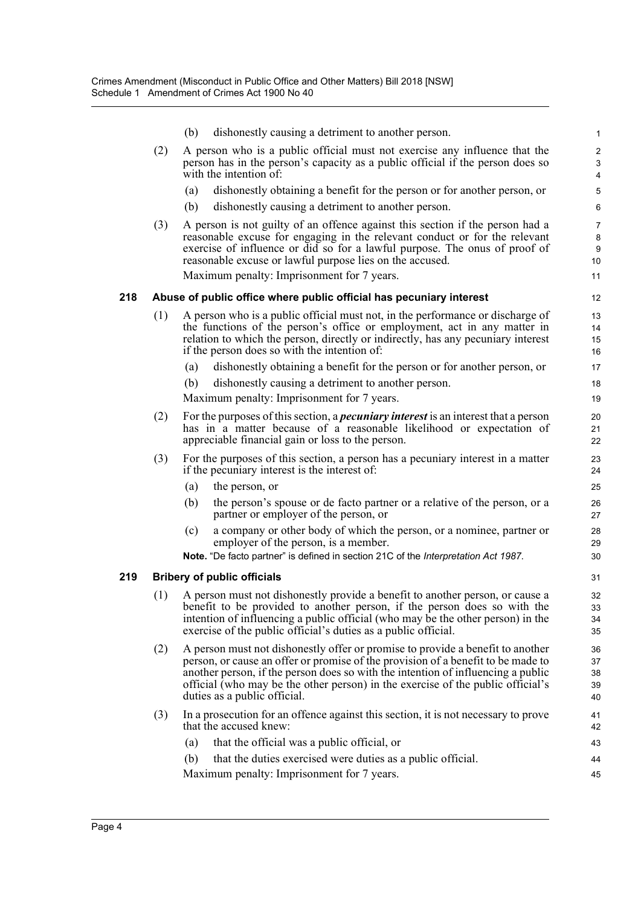(b) dishonestly causing a detriment to another person.

(2) A person who is a public official must not exercise any influence that the person has in the person's capacity as a public official if the person does so with the intention of:

(a) dishonestly obtaining a benefit for the person or for another person, or

(b) dishonestly causing a detriment to another person.

(3) A person is not guilty of an offence against this section if the person had a reasonable excuse for engaging in the relevant conduct or for the relevant exercise of influence or did so for a lawful purpose. The onus of proof of reasonable excuse or lawful purpose lies on the accused.

Maximum penalty: Imprisonment for 7 years.

### 218 Abuse of public office where public official has pecuniary interest

(1) A person who is a public official must not, in the performance or discharge of the functions of the person's office or employment, act in any matter in relation to which the person, directly or indirectly, has any pecuniary interest if the person does so with the intention of:

(a) dishonestly obtaining a benefit for the person or for another person, or

(b) dishonestly causing a detriment to another person.

Maximum penalty: Imprisonment for 7 years.

(2) For the purposes of this section, a ***pecuniary interest*** is an interest that a person has in a matter because of a reasonable likelihood or expectation of appreciable financial gain or loss to the person.

(3) For the purposes of this section, a person has a pecuniary interest in a matter if the pecuniary interest is the interest of:

(a) the person, or

(b) the person's spouse or de facto partner or a relative of the person, or a partner or employer of the person, or

(c) a company or other body of which the person, or a nominee, partner or employer of the person, is a member.

**Note.** "De facto partner" is defined in section 21C of the *Interpretation Act 1987*.

### 219 Bribery of public officials

(1) A person must not dishonestly provide a benefit to another person, or cause a benefit to be provided to another person, if the person does so with the intention of influencing a public official (who may be the other person) in the exercise of the public official's duties as a public official.

(2) A person must not dishonestly offer or promise to provide a benefit to another person, or cause an offer or promise of the provision of a benefit to be made to another person, if the person does so with the intention of influencing a public official (who may be the other person) in the exercise of the public official's duties as a public official.

(3) In a prosecution for an offence against this section, it is not necessary to prove that the accused knew:

(a) that the official was a public official, or

(b) that the duties exercised were duties as a public official.

Maximum penalty: Imprisonment for 7 years.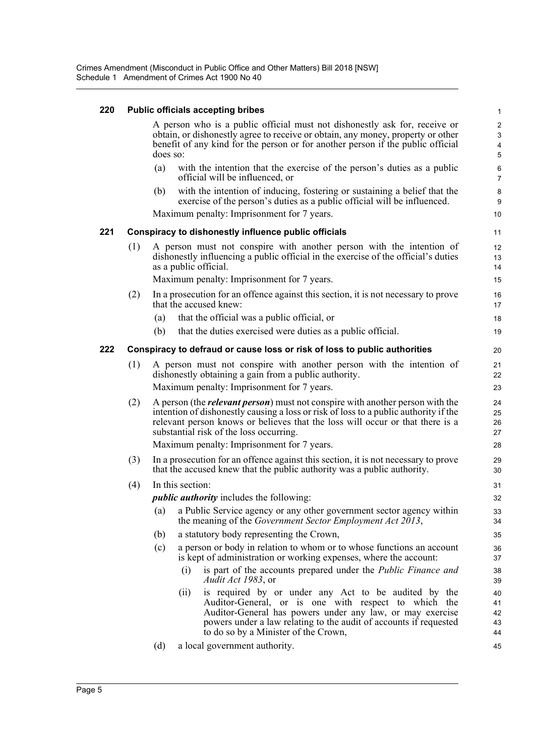### 220 Public officials accepting bribes

A person who is a public official must not dishonestly ask for, receive or obtain, or dishonestly agree to receive or obtain, any money, property or other benefit of any kind for the person or for another person if the public official does so:

(a) with the intention that the exercise of the person's duties as a public official will be influenced, or

(b) with the intention of inducing, fostering or sustaining a belief that the exercise of the person's duties as a public official will be influenced.

Maximum penalty: Imprisonment for 7 years.

### 221 Conspiracy to dishonestly influence public officials

(1) A person must not conspire with another person with the intention of dishonestly influencing a public official in the exercise of the official's duties as a public official.

Maximum penalty: Imprisonment for 7 years.

(2) In a prosecution for an offence against this section, it is not necessary to prove that the accused knew:

(a) that the official was a public official, or

(b) that the duties exercised were duties as a public official.

### 222 Conspiracy to defraud or cause loss or risk of loss to public authorities

(1) A person must not conspire with another person with the intention of dishonestly obtaining a gain from a public authority.

Maximum penalty: Imprisonment for 7 years.

(2) A person (the ***relevant person***) must not conspire with another person with the intention of dishonestly causing a loss or risk of loss to a public authority if the relevant person knows or believes that the loss will occur or that there is a substantial risk of the loss occurring.

Maximum penalty: Imprisonment for 7 years.

(3) In a prosecution for an offence against this section, it is not necessary to prove that the accused knew that the public authority was a public authority.

(4) In this section:

***public authority*** includes the following:

(a) a Public Service agency or any other government sector agency within the meaning of the *Government Sector Employment Act 2013*,

(b) a statutory body representing the Crown,

(c) a person or body in relation to whom or to whose functions an account is kept of administration or working expenses, where the account:

(i) is part of the accounts prepared under the *Public Finance and Audit Act 1983*, or

(ii) is required by or under any Act to be audited by the Auditor-General, or is one with respect to which the Auditor-General has powers under any law, or may exercise powers under a law relating to the audit of accounts if requested to do so by a Minister of the Crown,

(d) a local government authority.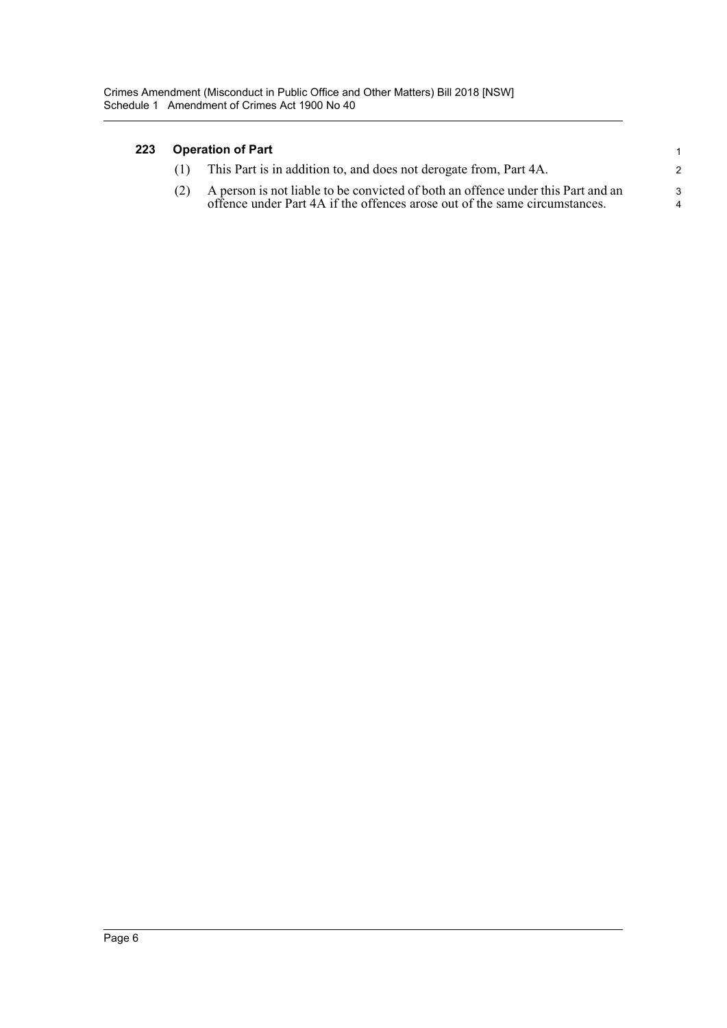### 223 Operation of Part

(1) This Part is in addition to, and does not derogate from, Part 4A.

(2) A person is not liable to be convicted of both an offence under this Part and an offence under Part 4A if the offences arose out of the same circumstances.